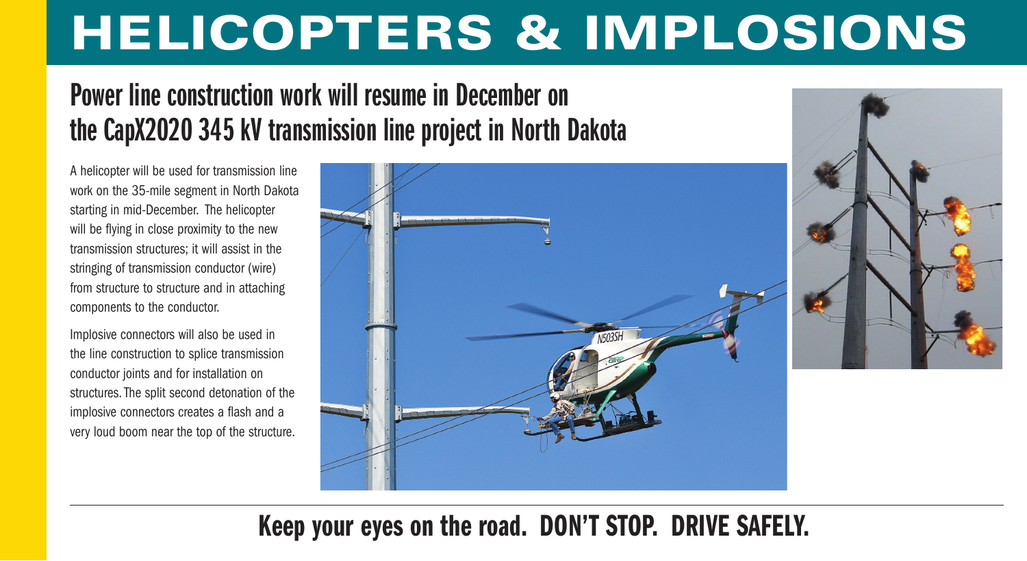# HELICOPTERS & IMPLOSIONS

## Power line construction work will resume in December on the CapX2020 345 kV transmission line project in North Dakota

A helicopter will be used for transmission line work on the 35-mile segment in North Dakota starting in mid-December. The helicopter will be flying in close proximity to the new transmission structures; it will assist in the stringing of transmission conductor (wire) from structure to structure and in attaching components to the conductor.

Implosive connectors will also be used in the line construction to splice transmission conductor joints and for installation on structures. The split second detonation of the implosive connectors creates a flash and a very loud boom near the top of the structure.

---

**Keep your eyes on the road. DON'T STOP. DRIVE SAFELY.**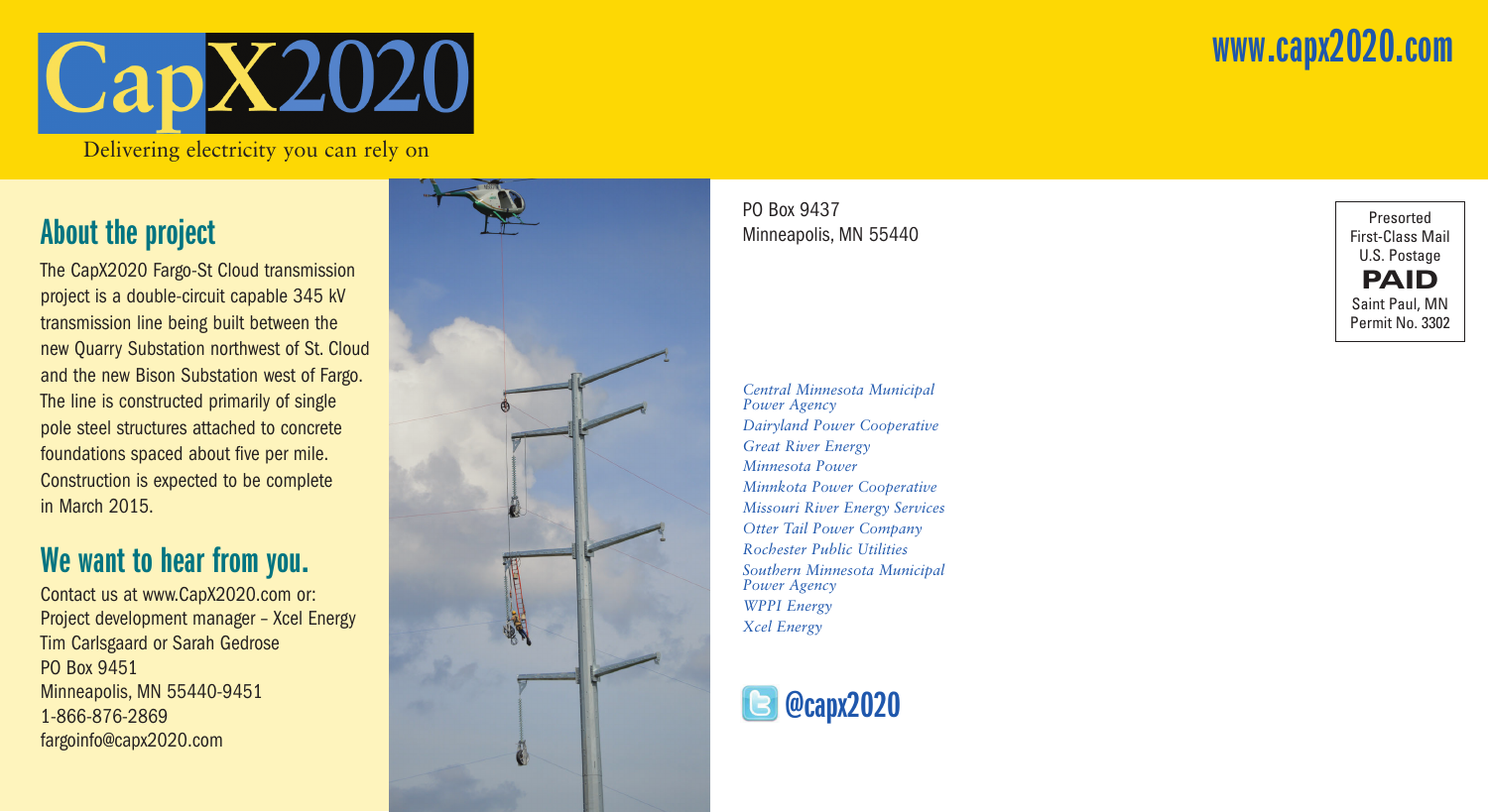# CapX2020

Delivering electricity you can rely on

www.capx2020.com

## About the project

The CapX2020 Fargo-St Cloud transmission project is a double-circuit capable 345 kV transmission line being built between the new Quarry Substation northwest of St. Cloud and the new Bison Substation west of Fargo. The line is constructed primarily of single pole steel structures attached to concrete foundations spaced about five per mile. Construction is expected to be complete in March 2015.

## We want to hear from you.

Contact us at www.CapX2020.com or:
Project development manager – Xcel Energy
Tim Carlsgaard or Sarah Gedrose
PO Box 9451
Minneapolis, MN 55440-9451
1-866-876-2869
fargoinfo@capx2020.com

PO Box 9437
Minneapolis, MN 55440

Presorted
First-Class Mail
U.S. Postage
**PAID**
Saint Paul, MN
Permit No. 3302

*Central Minnesota Municipal Power Agency*
*Dairyland Power Cooperative*
*Great River Energy*
*Minnesota Power*
*Minnkota Power Cooperative*
*Missouri River Energy Services*
*Otter Tail Power Company*
*Rochester Public Utilities*
*Southern Minnesota Municipal Power Agency*
*WPPI Energy*
*Xcel Energy*

@capx2020